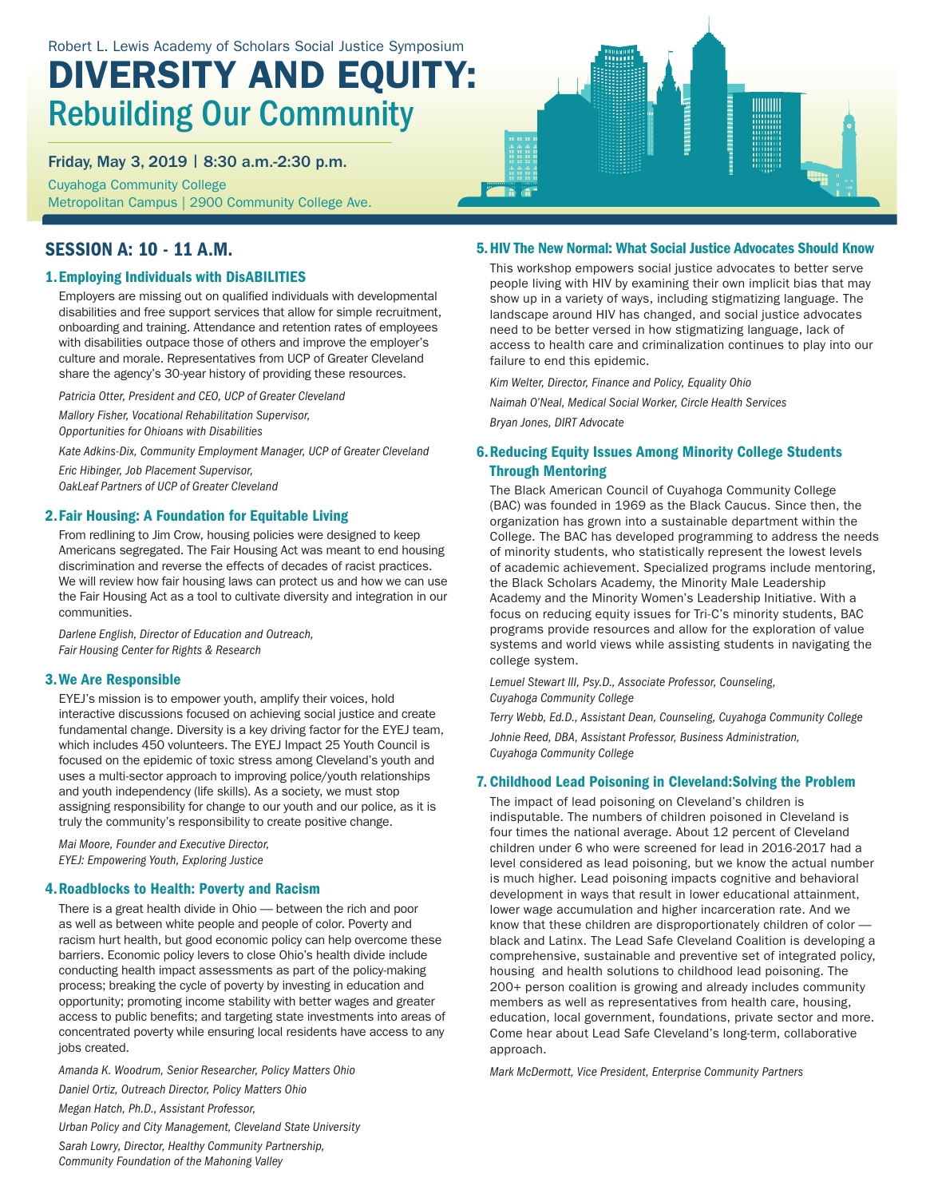Robert L. Lewis Academy of Scholars Social Justice Symposium

# DIVERSITY AND EQUITY: Rebuilding Our Community

**Friday, May 3, 2019 | 8:30 a.m.-2:30 p.m.**

Cuyahoga Community College
Metropolitan Campus | 2900 Community College Ave.

## SESSION A: 10 - 11 A.M.

### 1. Employing Individuals with DisABILITIES

Employers are missing out on qualified individuals with developmental disabilities and free support services that allow for simple recruitment, onboarding and training. Attendance and retention rates of employees with disabilities outpace those of others and improve the employer's culture and morale. Representatives from UCP of Greater Cleveland share the agency's 30-year history of providing these resources.

*Patricia Otter, President and CEO, UCP of Greater Cleveland*

*Mallory Fisher, Vocational Rehabilitation Supervisor, Opportunities for Ohioans with Disabilities*

*Kate Adkins-Dix, Community Employment Manager, UCP of Greater Cleveland*

*Eric Hibinger, Job Placement Supervisor, OakLeaf Partners of UCP of Greater Cleveland*

### 2. Fair Housing: A Foundation for Equitable Living

From redlining to Jim Crow, housing policies were designed to keep Americans segregated. The Fair Housing Act was meant to end housing discrimination and reverse the effects of decades of racist practices. We will review how fair housing laws can protect us and how we can use the Fair Housing Act as a tool to cultivate diversity and integration in our communities.

*Darlene English, Director of Education and Outreach, Fair Housing Center for Rights & Research*

### 3. We Are Responsible

EYEJ's mission is to empower youth, amplify their voices, hold interactive discussions focused on achieving social justice and create fundamental change. Diversity is a key driving factor for the EYEJ team, which includes 450 volunteers. The EYEJ Impact 25 Youth Council is focused on the epidemic of toxic stress among Cleveland's youth and uses a multi-sector approach to improving police/youth relationships and youth independency (life skills). As a society, we must stop assigning responsibility for change to our youth and our police, as it is truly the community's responsibility to create positive change.

*Mai Moore, Founder and Executive Director, EYEJ: Empowering Youth, Exploring Justice*

### 4. Roadblocks to Health: Poverty and Racism

There is a great health divide in Ohio — between the rich and poor as well as between white people and people of color. Poverty and racism hurt health, but good economic policy can help overcome these barriers. Economic policy levers to close Ohio's health divide include conducting health impact assessments as part of the policy-making process; breaking the cycle of poverty by investing in education and opportunity; promoting income stability with better wages and greater access to public benefits; and targeting state investments into areas of concentrated poverty while ensuring local residents have access to any jobs created.

*Amanda K. Woodrum, Senior Researcher, Policy Matters Ohio*

*Daniel Ortiz, Outreach Director, Policy Matters Ohio*

*Megan Hatch, Ph.D., Assistant Professor, Urban Policy and City Management, Cleveland State University*

*Sarah Lowry, Director, Healthy Community Partnership, Community Foundation of the Mahoning Valley*

### 5. HIV The New Normal: What Social Justice Advocates Should Know

This workshop empowers social justice advocates to better serve people living with HIV by examining their own implicit bias that may show up in a variety of ways, including stigmatizing language. The landscape around HIV has changed, and social justice advocates need to be better versed in how stigmatizing language, lack of access to health care and criminalization continues to play into our failure to end this epidemic.

*Kim Welter, Director, Finance and Policy, Equality Ohio*

*Naimah O'Neal, Medical Social Worker, Circle Health Services*

*Bryan Jones, DIRT Advocate*

### 6. Reducing Equity Issues Among Minority College Students Through Mentoring

The Black American Council of Cuyahoga Community College (BAC) was founded in 1969 as the Black Caucus. Since then, the organization has grown into a sustainable department within the College. The BAC has developed programming to address the needs of minority students, who statistically represent the lowest levels of academic achievement. Specialized programs include mentoring, the Black Scholars Academy, the Minority Male Leadership Academy and the Minority Women's Leadership Initiative. With a focus on reducing equity issues for Tri-C's minority students, BAC programs provide resources and allow for the exploration of value systems and world views while assisting students in navigating the college system.

*Lemuel Stewart III, Psy.D., Associate Professor, Counseling, Cuyahoga Community College*

*Terry Webb, Ed.D., Assistant Dean, Counseling, Cuyahoga Community College*

*Johnie Reed, DBA, Assistant Professor, Business Administration, Cuyahoga Community College*

### 7. Childhood Lead Poisoning in Cleveland:Solving the Problem

The impact of lead poisoning on Cleveland's children is indisputable. The numbers of children poisoned in Cleveland is four times the national average. About 12 percent of Cleveland children under 6 who were screened for lead in 2016-2017 had a level considered as lead poisoning, but we know the actual number is much higher. Lead poisoning impacts cognitive and behavioral development in ways that result in lower educational attainment, lower wage accumulation and higher incarceration rate. And we know that these children are disproportionately children of color — black and Latinx. The Lead Safe Cleveland Coalition is developing a comprehensive, sustainable and preventive set of integrated policy, housing and health solutions to childhood lead poisoning. The 200+ person coalition is growing and already includes community members as well as representatives from health care, housing, education, local government, foundations, private sector and more. Come hear about Lead Safe Cleveland's long-term, collaborative approach.

*Mark McDermott, Vice President, Enterprise Community Partners*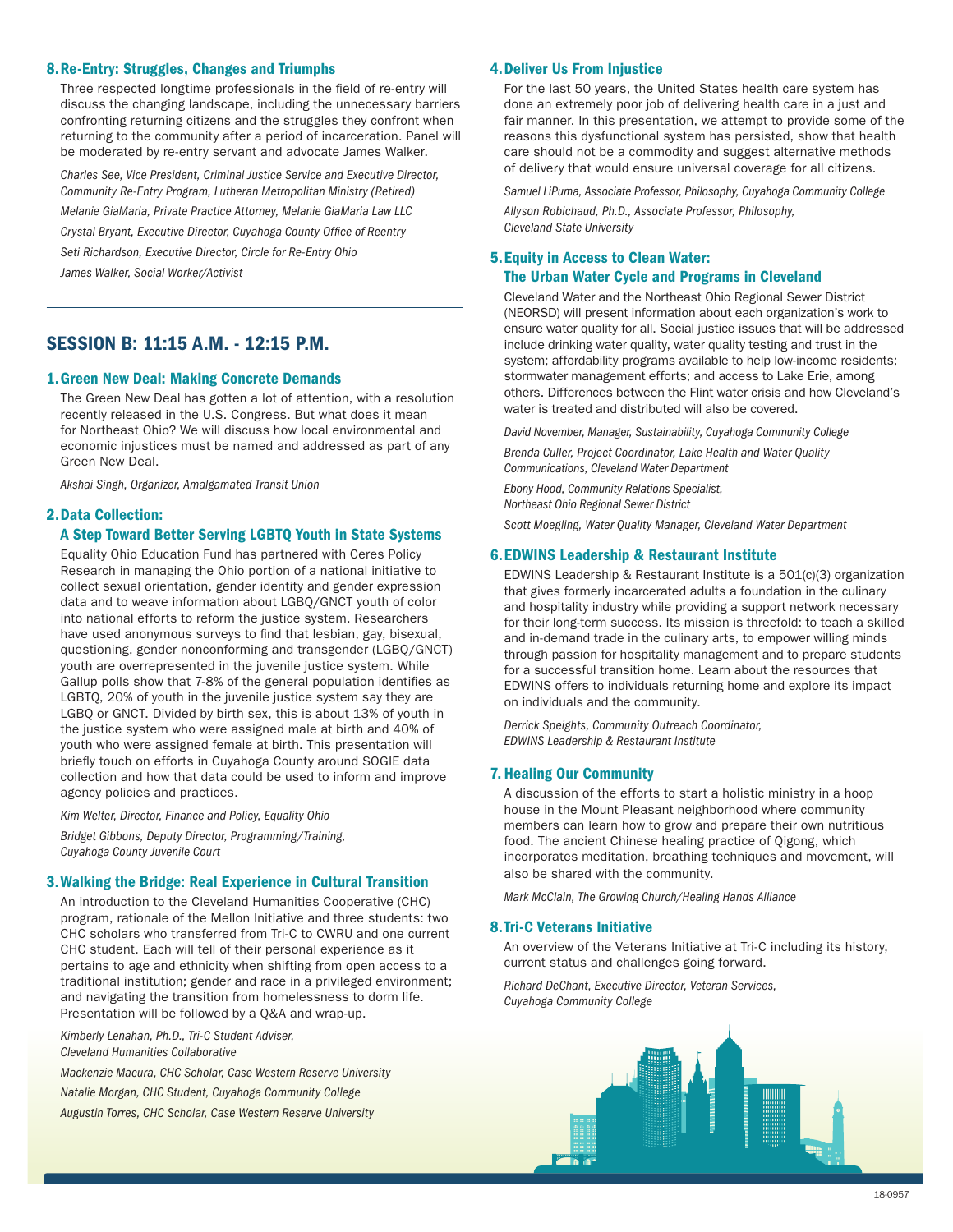### 8. Re-Entry: Struggles, Changes and Triumphs

Three respected longtime professionals in the field of re-entry will discuss the changing landscape, including the unnecessary barriers confronting returning citizens and the struggles they confront when returning to the community after a period of incarceration. Panel will be moderated by re-entry servant and advocate James Walker.

*Charles See, Vice President, Criminal Justice Service and Executive Director, Community Re-Entry Program, Lutheran Metropolitan Ministry (Retired)*

*Melanie GiaMaria, Private Practice Attorney, Melanie GiaMaria Law LLC*

*Crystal Bryant, Executive Director, Cuyahoga County Office of Reentry*

*Seti Richardson, Executive Director, Circle for Re-Entry Ohio*

*James Walker, Social Worker/Activist*

## SESSION B: 11:15 A.M. - 12:15 P.M.

### 1. Green New Deal: Making Concrete Demands

The Green New Deal has gotten a lot of attention, with a resolution recently released in the U.S. Congress. But what does it mean for Northeast Ohio? We will discuss how local environmental and economic injustices must be named and addressed as part of any Green New Deal.

*Akshai Singh, Organizer, Amalgamated Transit Union*

### 2. Data Collection: A Step Toward Better Serving LGBTQ Youth in State Systems

Equality Ohio Education Fund has partnered with Ceres Policy Research in managing the Ohio portion of a national initiative to collect sexual orientation, gender identity and gender expression data and to weave information about LGBQ/GNCT youth of color into national efforts to reform the justice system. Researchers have used anonymous surveys to find that lesbian, gay, bisexual, questioning, gender nonconforming and transgender (LGBQ/GNCT) youth are overrepresented in the juvenile justice system. While Gallup polls show that 7-8% of the general population identifies as LGBTQ, 20% of youth in the juvenile justice system say they are LGBQ or GNCT. Divided by birth sex, this is about 13% of youth in the justice system who were assigned male at birth and 40% of youth who were assigned female at birth. This presentation will briefly touch on efforts in Cuyahoga County around SOGIE data collection and how that data could be used to inform and improve agency policies and practices.

*Kim Welter, Director, Finance and Policy, Equality Ohio*

*Bridget Gibbons, Deputy Director, Programming/Training, Cuyahoga County Juvenile Court*

### 3. Walking the Bridge: Real Experience in Cultural Transition

An introduction to the Cleveland Humanities Cooperative (CHC) program, rationale of the Mellon Initiative and three students: two CHC scholars who transferred from Tri-C to CWRU and one current CHC student. Each will tell of their personal experience as it pertains to age and ethnicity when shifting from open access to a traditional institution; gender and race in a privileged environment; and navigating the transition from homelessness to dorm life. Presentation will be followed by a Q&A and wrap-up.

*Kimberly Lenahan, Ph.D., Tri-C Student Adviser, Cleveland Humanities Collaborative*

*Mackenzie Macura, CHC Scholar, Case Western Reserve University*

*Natalie Morgan, CHC Student, Cuyahoga Community College*

*Augustin Torres, CHC Scholar, Case Western Reserve University*

### 4. Deliver Us From Injustice

For the last 50 years, the United States health care system has done an extremely poor job of delivering health care in a just and fair manner. In this presentation, we attempt to provide some of the reasons this dysfunctional system has persisted, show that health care should not be a commodity and suggest alternative methods of delivery that would ensure universal coverage for all citizens.

*Samuel LiPuma, Associate Professor, Philosophy, Cuyahoga Community College*

*Allyson Robichaud, Ph.D., Associate Professor, Philosophy, Cleveland State University*

### 5. Equity in Access to Clean Water: The Urban Water Cycle and Programs in Cleveland

Cleveland Water and the Northeast Ohio Regional Sewer District (NEORSD) will present information about each organization's work to ensure water quality for all. Social justice issues that will be addressed include drinking water quality, water quality testing and trust in the system; affordability programs available to help low-income residents; stormwater management efforts; and access to Lake Erie, among others. Differences between the Flint water crisis and how Cleveland's water is treated and distributed will also be covered.

*David November, Manager, Sustainability, Cuyahoga Community College*

*Brenda Culler, Project Coordinator, Lake Health and Water Quality Communications, Cleveland Water Department*

*Ebony Hood, Community Relations Specialist, Northeast Ohio Regional Sewer District*

*Scott Moegling, Water Quality Manager, Cleveland Water Department*

### 6. EDWINS Leadership & Restaurant Institute

EDWINS Leadership & Restaurant Institute is a 501(c)(3) organization that gives formerly incarcerated adults a foundation in the culinary and hospitality industry while providing a support network necessary for their long-term success. Its mission is threefold: to teach a skilled and in-demand trade in the culinary arts, to empower willing minds through passion for hospitality management and to prepare students for a successful transition home. Learn about the resources that EDWINS offers to individuals returning home and explore its impact on individuals and the community.

*Derrick Speights, Community Outreach Coordinator, EDWINS Leadership & Restaurant Institute*

### 7. Healing Our Community

A discussion of the efforts to start a holistic ministry in a hoop house in the Mount Pleasant neighborhood where community members can learn how to grow and prepare their own nutritious food. The ancient Chinese healing practice of Qigong, which incorporates meditation, breathing techniques and movement, will also be shared with the community.

*Mark McClain, The Growing Church/Healing Hands Alliance*

### 8. Tri-C Veterans Initiative

An overview of the Veterans Initiative at Tri-C including its history, current status and challenges going forward.

*Richard DeChant, Executive Director, Veteran Services, Cuyahoga Community College*

18-0957